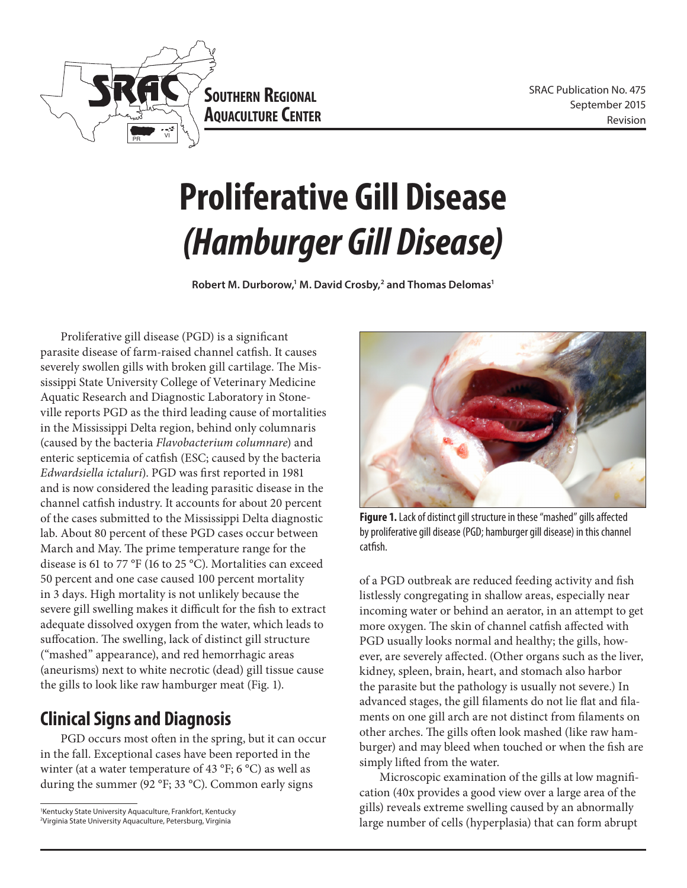SRAC Publication No. 475
September 2015
Revision

# Proliferative Gill Disease *(Hamburger Gill Disease)*

**Robert M. Durborow,[1] M. David Crosby,[2] and Thomas Delomas[1]**

Proliferative gill disease (PGD) is a significant parasite disease of farm-raised channel catfish. It causes severely swollen gills with broken gill cartilage. The Mississippi State University College of Veterinary Medicine Aquatic Research and Diagnostic Laboratory in Stoneville reports PGD as the third leading cause of mortalities in the Mississippi Delta region, behind only columnaris (caused by the bacteria *Flavobacterium columnare*) and enteric septicemia of catfish (ESC; caused by the bacteria *Edwardsiella ictaluri*). PGD was first reported in 1981 and is now considered the leading parasitic disease in the channel catfish industry. It accounts for about 20 percent of the cases submitted to the Mississippi Delta diagnostic lab. About 80 percent of these PGD cases occur between March and May. The prime temperature range for the disease is 61 to 77 °F (16 to 25 °C). Mortalities can exceed 50 percent and one case caused 100 percent mortality in 3 days. High mortality is not unlikely because the severe gill swelling makes it difficult for the fish to extract adequate dissolved oxygen from the water, which leads to suffocation. The swelling, lack of distinct gill structure ("mashed" appearance), and red hemorrhagic areas (aneurisms) next to white necrotic (dead) gill tissue cause the gills to look like raw hamburger meat (Fig. 1).

**Figure 1.** Lack of distinct gill structure in these "mashed" gills affected by proliferative gill disease (PGD; hamburger gill disease) in this channel catfish.

## Clinical Signs and Diagnosis

PGD occurs most often in the spring, but it can occur in the fall. Exceptional cases have been reported in the winter (at a water temperature of 43 °F; 6 °C) as well as during the summer (92 °F; 33 °C). Common early signs of a PGD outbreak are reduced feeding activity and fish listlessly congregating in shallow areas, especially near incoming water or behind an aerator, in an attempt to get more oxygen. The skin of channel catfish affected with PGD usually looks normal and healthy; the gills, however, are severely affected. (Other organs such as the liver, kidney, spleen, brain, heart, and stomach also harbor the parasite but the pathology is usually not severe.) In advanced stages, the gill filaments do not lie flat and filaments on one gill arch are not distinct from filaments on other arches. The gills often look mashed (like raw hamburger) and may bleed when touched or when the fish are simply lifted from the water.

Microscopic examination of the gills at low magnification (40x provides a good view over a large area of the gills) reveals extreme swelling caused by an abnormally large number of cells (hyperplasia) that can form abrupt

[1]Kentucky State University Aquaculture, Frankfort, Kentucky
[2]Virginia State University Aquaculture, Petersburg, Virginia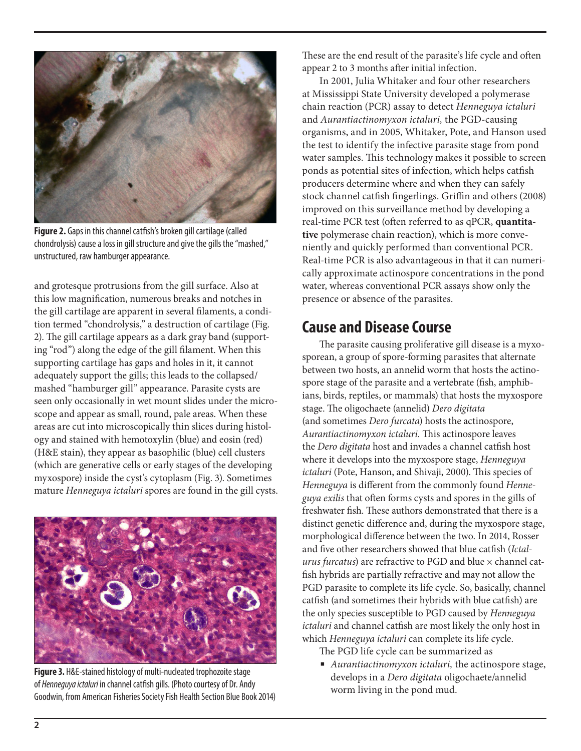Figure 2. Gaps in this channel catfish's broken gill cartilage (called chondrolysis) cause a loss in gill structure and give the gills the "mashed," unstructured, raw hamburger appearance.

and grotesque protrusions from the gill surface. Also at this low magnification, numerous breaks and notches in the gill cartilage are apparent in several filaments, a condition termed "chondrolysis," a destruction of cartilage (Fig. 2). The gill cartilage appears as a dark gray band (supporting "rod") along the edge of the gill filament. When this supporting cartilage has gaps and holes in it, it cannot adequately support the gills; this leads to the collapsed/mashed "hamburger gill" appearance. Parasite cysts are seen only occasionally in wet mount slides under the microscope and appear as small, round, pale areas. When these areas are cut into microscopically thin slices during histology and stained with hemotoxylin (blue) and eosin (red) (H&E stain), they appear as basophilic (blue) cell clusters (which are generative cells or early stages of the developing myxospore) inside the cyst's cytoplasm (Fig. 3). Sometimes mature *Henneguya ictaluri* spores are found in the gill cysts.

**Figure 3.** H&E-stained histology of multi-nucleated trophozoite stage of *Henneguya ictaluri* in channel catfish gills. (Photo courtesy of Dr. Andy Goodwin, from American Fisheries Society Fish Health Section Blue Book 2014)

These are the end result of the parasite's life cycle and often appear 2 to 3 months after initial infection.

In 2001, Julia Whitaker and four other researchers at Mississippi State University developed a polymerase chain reaction (PCR) assay to detect *Henneguya ictaluri* and *Aurantiactinomyxon ictaluri,* the PGD-causing organisms, and in 2005, Whitaker, Pote, and Hanson used the test to identify the infective parasite stage from pond water samples. This technology makes it possible to screen ponds as potential sites of infection, which helps catfish producers determine where and when they can safely stock channel catfish fingerlings. Griffin and others (2008) improved on this surveillance method by developing a real-time PCR test (often referred to as qPCR, **quantitative** polymerase chain reaction), which is more conveniently and quickly performed than conventional PCR. Real-time PCR is also advantageous in that it can numerically approximate actinospore concentrations in the pond water, whereas conventional PCR assays show only the presence or absence of the parasites.

## Cause and Disease Course

The parasite causing proliferative gill disease is a myxosporean, a group of spore-forming parasites that alternate between two hosts, an annelid worm that hosts the actinospore stage of the parasite and a vertebrate (fish, amphibians, birds, reptiles, or mammals) that hosts the myxospore stage. The oligochaete (annelid) *Dero digitata* (and sometimes *Dero furcata*) hosts the actinospore, *Aurantiactinomyxon ictaluri.* This actinospore leaves the *Dero digitata* host and invades a channel catfish host where it develops into the myxospore stage, *Henneguya ictaluri* (Pote, Hanson, and Shivaji, 2000). This species of *Henneguya* is different from the commonly found *Henneguya exilis* that often forms cysts and spores in the gills of freshwater fish. These authors demonstrated that there is a distinct genetic difference and, during the myxospore stage, morphological difference between the two. In 2014, Rosser and five other researchers showed that blue catfish (*Ictalurus furcatus*) are refractive to PGD and blue × channel catfish hybrids are partially refractive and may not allow the PGD parasite to complete its life cycle. So, basically, channel catfish (and sometimes their hybrids with blue catfish) are the only species susceptible to PGD caused by *Henneguya ictaluri* and channel catfish are most likely the only host in which *Henneguya ictaluri* can complete its life cycle.

The PGD life cycle can be summarized as

- *Aurantiactinomyxon ictaluri,* the actinospore stage, develops in a *Dero digitata* oligochaete/annelid worm living in the pond mud.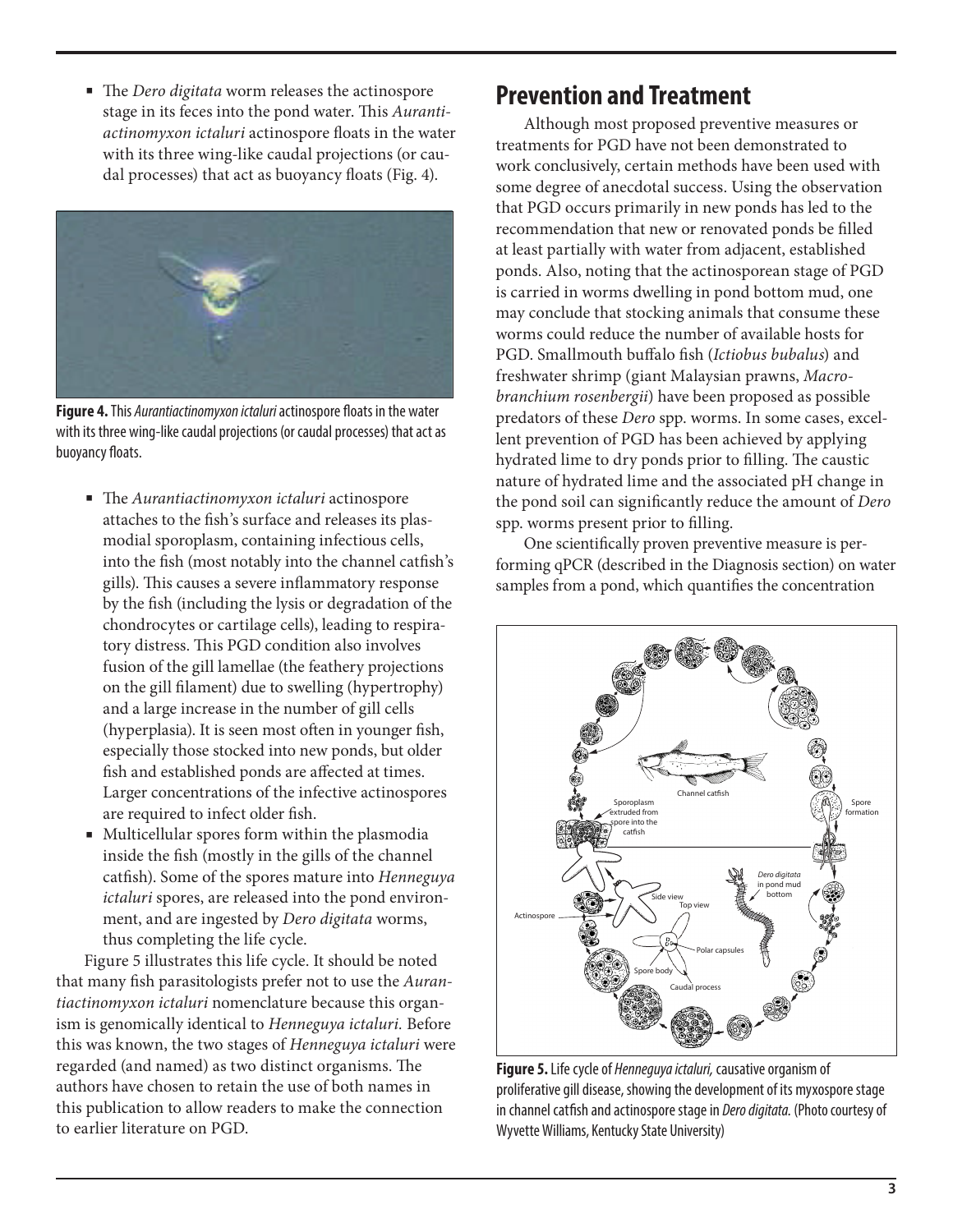- The *Dero digitata* worm releases the actinospore stage in its feces into the pond water. This *Aurantiactinomyxon ictaluri* actinospore floats in the water with its three wing-like caudal projections (or caudal processes) that act as buoyancy floats (Fig. 4).

**Figure 4.** This *Aurantiactinomyxon ictaluri* actinospore floats in the water with its three wing-like caudal projections (or caudal processes) that act as buoyancy floats.

- The *Aurantiactinomyxon ictaluri* actinospore attaches to the fish's surface and releases its plasmodial sporoplasm, containing infectious cells, into the fish (most notably into the channel catfish's gills). This causes a severe inflammatory response by the fish (including the lysis or degradation of the chondrocytes or cartilage cells), leading to respiratory distress. This PGD condition also involves fusion of the gill lamellae (the feathery projections on the gill filament) due to swelling (hypertrophy) and a large increase in the number of gill cells (hyperplasia). It is seen most often in younger fish, especially those stocked into new ponds, but older fish and established ponds are affected at times. Larger concentrations of the infective actinospores are required to infect older fish.
- Multicellular spores form within the plasmodia inside the fish (mostly in the gills of the channel catfish). Some of the spores mature into *Henneguya ictaluri* spores, are released into the pond environment, and are ingested by *Dero digitata* worms, thus completing the life cycle.

Figure 5 illustrates this life cycle. It should be noted that many fish parasitologists prefer not to use the *Aurantiactinomyxon ictaluri* nomenclature because this organism is genomically identical to *Henneguya ictaluri.* Before this was known, the two stages of *Henneguya ictaluri* were regarded (and named) as two distinct organisms. The authors have chosen to retain the use of both names in this publication to allow readers to make the connection to earlier literature on PGD.

## Prevention and Treatment

Although most proposed preventive measures or treatments for PGD have not been demonstrated to work conclusively, certain methods have been used with some degree of anecdotal success. Using the observation that PGD occurs primarily in new ponds has led to the recommendation that new or renovated ponds be filled at least partially with water from adjacent, established ponds. Also, noting that the actinosporean stage of PGD is carried in worms dwelling in pond bottom mud, one may conclude that stocking animals that consume these worms could reduce the number of available hosts for PGD. Smallmouth buffalo fish (*Ictiobus bubalus*) and freshwater shrimp (giant Malaysian prawns, *Macrobranchium rosenbergii*) have been proposed as possible predators of these *Dero* spp. worms. In some cases, excellent prevention of PGD has been achieved by applying hydrated lime to dry ponds prior to filling. The caustic nature of hydrated lime and the associated pH change in the pond soil can significantly reduce the amount of *Dero* spp. worms present prior to filling.

One scientifically proven preventive measure is performing qPCR (described in the Diagnosis section) on water samples from a pond, which quantifies the concentration

**Figure 5.** Life cycle of *Henneguya ictaluri,* causative organism of proliferative gill disease, showing the development of its myxospore stage in channel catfish and actinospore stage in *Dero digitata.* (Photo courtesy of Wyvette Williams, Kentucky State University)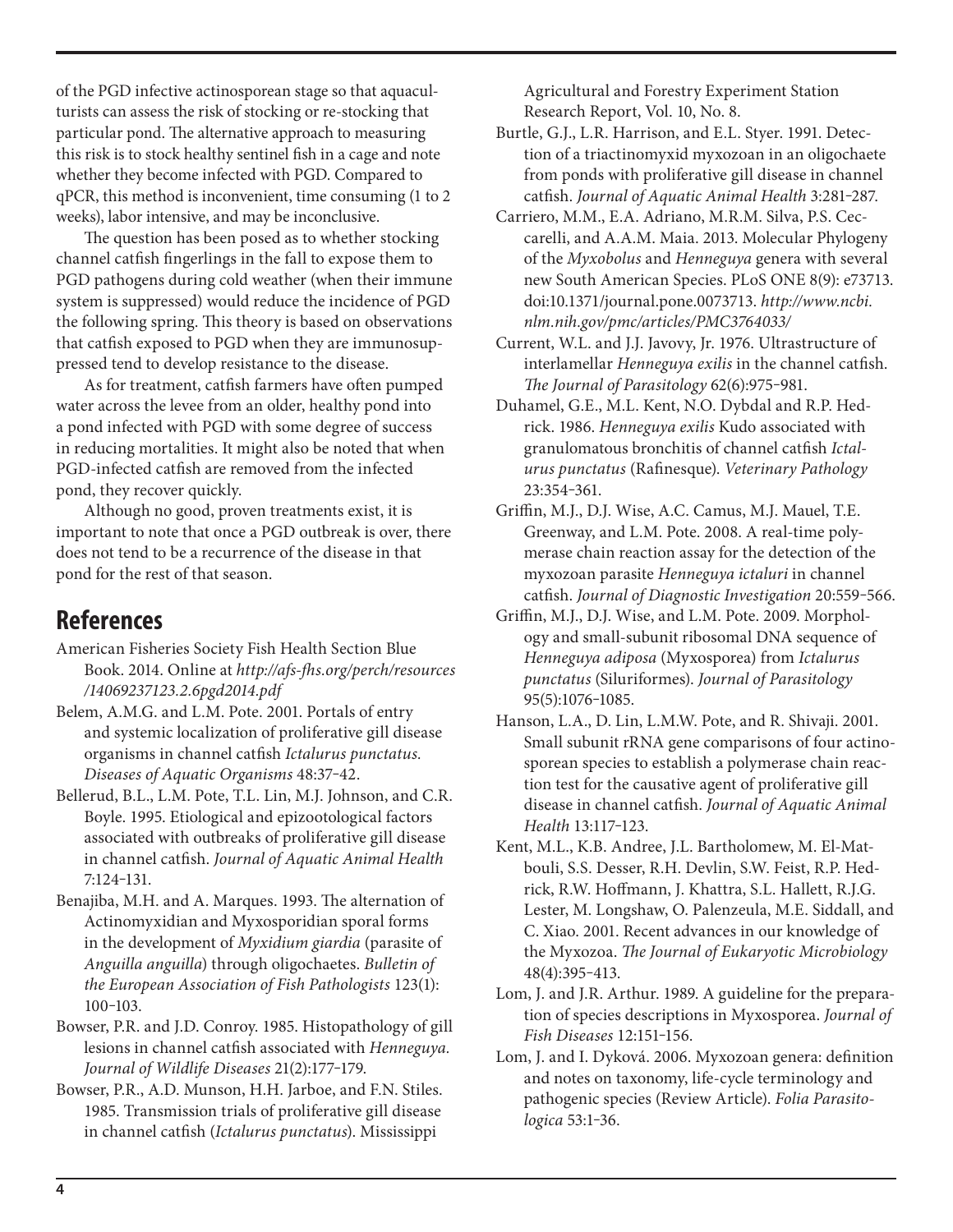of the PGD infective actinosporean stage so that aquaculturists can assess the risk of stocking or re-stocking that particular pond. The alternative approach to measuring this risk is to stock healthy sentinel fish in a cage and note whether they become infected with PGD. Compared to qPCR, this method is inconvenient, time consuming (1 to 2 weeks), labor intensive, and may be inconclusive.

The question has been posed as to whether stocking channel catfish fingerlings in the fall to expose them to PGD pathogens during cold weather (when their immune system is suppressed) would reduce the incidence of PGD the following spring. This theory is based on observations that catfish exposed to PGD when they are immunosuppressed tend to develop resistance to the disease.

As for treatment, catfish farmers have often pumped water across the levee from an older, healthy pond into a pond infected with PGD with some degree of success in reducing mortalities. It might also be noted that when PGD-infected catfish are removed from the infected pond, they recover quickly.

Although no good, proven treatments exist, it is important to note that once a PGD outbreak is over, there does not tend to be a recurrence of the disease in that pond for the rest of that season.

## References

American Fisheries Society Fish Health Section Blue Book. 2014. Online at *http://afs-fhs.org/perch/resources/14069237123.2.6pgd2014.pdf*

Belem, A.M.G. and L.M. Pote. 2001. Portals of entry and systemic localization of proliferative gill disease organisms in channel catfish *Ictalurus punctatus*. *Diseases of Aquatic Organisms* 48:37–42.

Bellerud, B.L., L.M. Pote, T.L. Lin, M.J. Johnson, and C.R. Boyle. 1995. Etiological and epizootiological factors associated with outbreaks of proliferative gill disease in channel catfish. *Journal of Aquatic Animal Health* 7:124–131.

Benajiba, M.H. and A. Marques. 1993. The alternation of Actinomyxidian and Myxosporidian sporal forms in the development of *Myxidium giardia* (parasite of *Anguilla anguilla*) through oligochaetes. *Bulletin of the European Association of Fish Pathologists* 123(1): 100–103.

Bowser, P.R. and J.D. Conroy. 1985. Histopathology of gill lesions in channel catfish associated with *Henneguya*. *Journal of Wildlife Diseases* 21(2):177–179.

Bowser, P.R., A.D. Munson, H.H. Jarboe, and F.N. Stiles. 1985. Transmission trials of proliferative gill disease in channel catfish (*Ictalurus punctatus*). Mississippi Agricultural and Forestry Experiment Station Research Report, Vol. 10, No. 8.

Burtle, G.J., L.R. Harrison, and E.L. Styer. 1991. Detection of a triactinomyxid myxozoan in an oligochaete from ponds with proliferative gill disease in channel catfish. *Journal of Aquatic Animal Health* 3:281–287.

Carriero, M.M., E.A. Adriano, M.R.M. Silva, P.S. Ceccarelli, and A.A.M. Maia. 2013. Molecular Phylogeny of the *Myxobolus* and *Henneguya* genera with several new South American Species. PLoS ONE 8(9): e73713. doi:10.1371/journal.pone.0073713. *http://www.ncbi.nlm.nih.gov/pmc/articles/PMC3764033/*

Current, W.L. and J.J. Javovy, Jr. 1976. Ultrastructure of interlamellar *Henneguya exilis* in the channel catfish. *The Journal of Parasitology* 62(6):975–981.

Duhamel, G.E., M.L. Kent, N.O. Dybdal and R.P. Hedrick. 1986. *Henneguya exilis* Kudo associated with granulomatous bronchitis of channel catfish *Ictalurus punctatus* (Rafinesque). *Veterinary Pathology* 23:354–361.

Griffin, M.J., D.J. Wise, A.C. Camus, M.J. Mauel, T.E. Greenway, and L.M. Pote. 2008. A real-time polymerase chain reaction assay for the detection of the myxozoan parasite *Henneguya ictaluri* in channel catfish. *Journal of Diagnostic Investigation* 20:559–566.

Griffin, M.J., D.J. Wise, and L.M. Pote. 2009. Morphology and small-subunit ribosomal DNA sequence of *Henneguya adiposa* (Myxosporea) from *Ictalurus punctatus* (Siluriformes). *Journal of Parasitology* 95(5):1076–1085.

Hanson, L.A., D. Lin, L.M.W. Pote, and R. Shivaji. 2001. Small subunit rRNA gene comparisons of four actinosporean species to establish a polymerase chain reaction test for the causative agent of proliferative gill disease in channel catfish. *Journal of Aquatic Animal Health* 13:117–123.

Kent, M.L., K.B. Andree, J.L. Bartholomew, M. El-Matbouli, S.S. Desser, R.H. Devlin, S.W. Feist, R.P. Hedrick, R.W. Hoffmann, J. Khattra, S.L. Hallett, R.J.G. Lester, M. Longshaw, O. Palenzeula, M.E. Siddall, and C. Xiao. 2001. Recent advances in our knowledge of the Myxozoa. *The Journal of Eukaryotic Microbiology* 48(4):395–413.

Lom, J. and J.R. Arthur. 1989. A guideline for the preparation of species descriptions in Myxosporea. *Journal of Fish Diseases* 12:151–156.

Lom, J. and I. Dyková. 2006. Myxozoan genera: definition and notes on taxonomy, life-cycle terminology and pathogenic species (Review Article). *Folia Parasitologica* 53:1–36.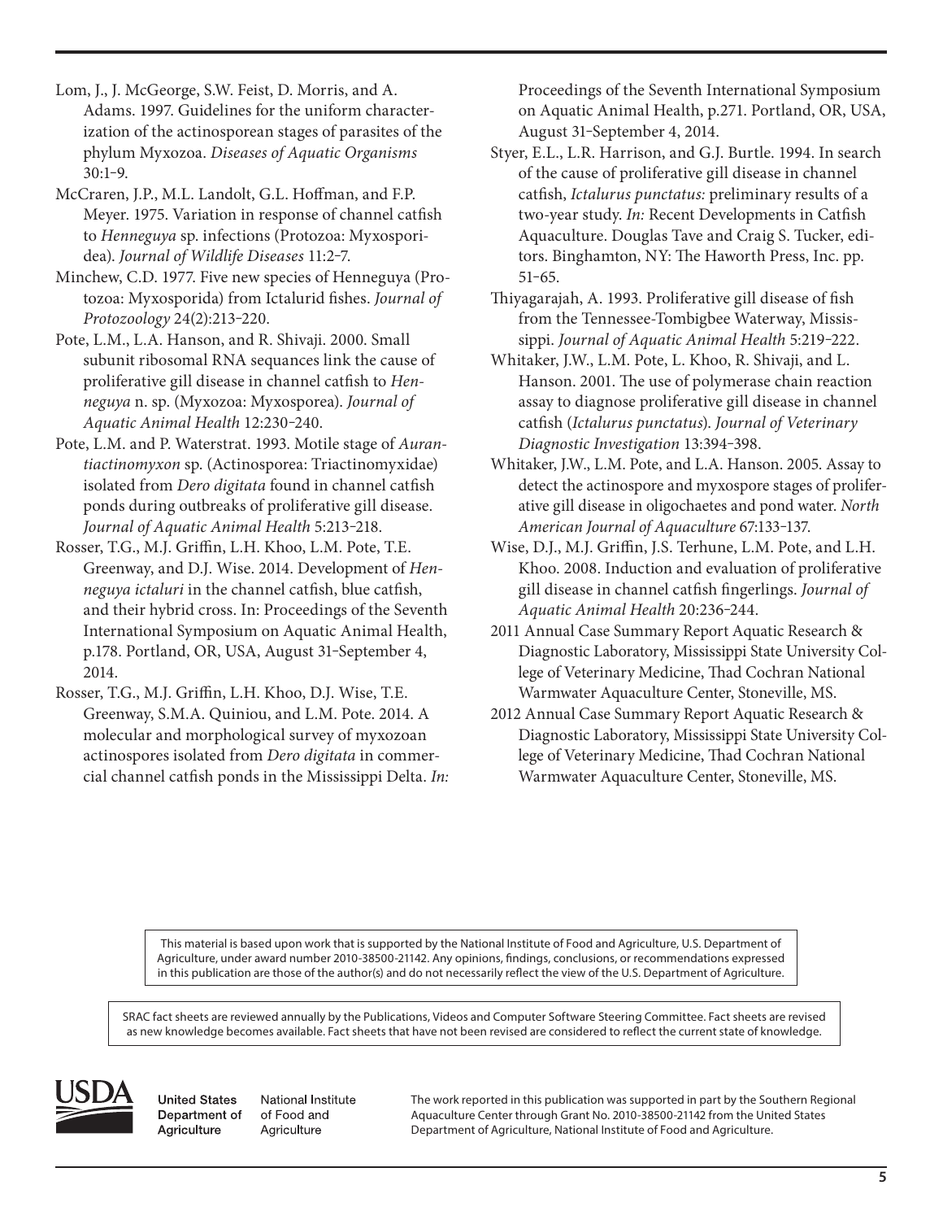Lom, J., J. McGeorge, S.W. Feist, D. Morris, and A. Adams. 1997. Guidelines for the uniform characterization of the actinosporean stages of parasites of the phylum Myxozoa. *Diseases of Aquatic Organisms* 30:1–9.

McCraren, J.P., M.L. Landolt, G.L. Hoffman, and F.P. Meyer. 1975. Variation in response of channel catfish to *Henneguya* sp. infections (Protozoa: Myxosporidea). *Journal of Wildlife Diseases* 11:2–7.

Minchew, C.D. 1977. Five new species of Henneguya (Protozoa: Myxosporida) from Ictalurid fishes. *Journal of Protozoology* 24(2):213–220.

Pote, L.M., L.A. Hanson, and R. Shivaji. 2000. Small subunit ribosomal RNA sequances link the cause of proliferative gill disease in channel catfish to *Henneguya* n. sp. (Myxozoa: Myxosporea). *Journal of Aquatic Animal Health* 12:230–240.

Pote, L.M. and P. Waterstrat. 1993. Motile stage of *Aurantiactinomyxon* sp. (Actinosporea: Triactinomyxidae) isolated from *Dero digitata* found in channel catfish ponds during outbreaks of proliferative gill disease. *Journal of Aquatic Animal Health* 5:213–218.

Rosser, T.G., M.J. Griffin, L.H. Khoo, L.M. Pote, T.E. Greenway, and D.J. Wise. 2014. Development of *Henneguya ictaluri* in the channel catfish, blue catfish, and their hybrid cross. In: Proceedings of the Seventh International Symposium on Aquatic Animal Health, p.178. Portland, OR, USA, August 31–September 4, 2014.

Rosser, T.G., M.J. Griffin, L.H. Khoo, D.J. Wise, T.E. Greenway, S.M.A. Quiniou, and L.M. Pote. 2014. A molecular and morphological survey of myxozoan actinospores isolated from *Dero digitata* in commercial channel catfish ponds in the Mississippi Delta. *In:* Proceedings of the Seventh International Symposium on Aquatic Animal Health, p.271. Portland, OR, USA, August 31–September 4, 2014.

Styer, E.L., L.R. Harrison, and G.J. Burtle. 1994. In search of the cause of proliferative gill disease in channel catfish, *Ictalurus punctatus:* preliminary results of a two-year study. *In:* Recent Developments in Catfish Aquaculture. Douglas Tave and Craig S. Tucker, editors. Binghamton, NY: The Haworth Press, Inc. pp. 51–65.

Thiyagarajah, A. 1993. Proliferative gill disease of fish from the Tennessee-Tombigbee Waterway, Mississippi. *Journal of Aquatic Animal Health* 5:219–222.

Whitaker, J.W., L.M. Pote, L. Khoo, R. Shivaji, and L. Hanson. 2001. The use of polymerase chain reaction assay to diagnose proliferative gill disease in channel catfish (*Ictalurus punctatus*). *Journal of Veterinary Diagnostic Investigation* 13:394–398.

Whitaker, J.W., L.M. Pote, and L.A. Hanson. 2005. Assay to detect the actinospore and myxospore stages of proliferative gill disease in oligochaetes and pond water. *North American Journal of Aquaculture* 67:133–137.

Wise, D.J., M.J. Griffin, J.S. Terhune, L.M. Pote, and L.H. Khoo. 2008. Induction and evaluation of proliferative gill disease in channel catfish fingerlings. *Journal of Aquatic Animal Health* 20:236–244.

2011 Annual Case Summary Report Aquatic Research & Diagnostic Laboratory, Mississippi State University College of Veterinary Medicine, Thad Cochran National Warmwater Aquaculture Center, Stoneville, MS.

2012 Annual Case Summary Report Aquatic Research & Diagnostic Laboratory, Mississippi State University College of Veterinary Medicine, Thad Cochran National Warmwater Aquaculture Center, Stoneville, MS.

This material is based upon work that is supported by the National Institute of Food and Agriculture, U.S. Department of Agriculture, under award number 2010-38500-21142. Any opinions, findings, conclusions, or recommendations expressed in this publication are those of the author(s) and do not necessarily reflect the view of the U.S. Department of Agriculture.

SRAC fact sheets are reviewed annually by the Publications, Videos and Computer Software Steering Committee. Fact sheets are revised as new knowledge becomes available. Fact sheets that have not been revised are considered to reflect the current state of knowledge.

USDA United States Department of Agriculture National Institute of Food and Agriculture

The work reported in this publication was supported in part by the Southern Regional Aquaculture Center through Grant No. 2010-38500-21142 from the United States Department of Agriculture, National Institute of Food and Agriculture.